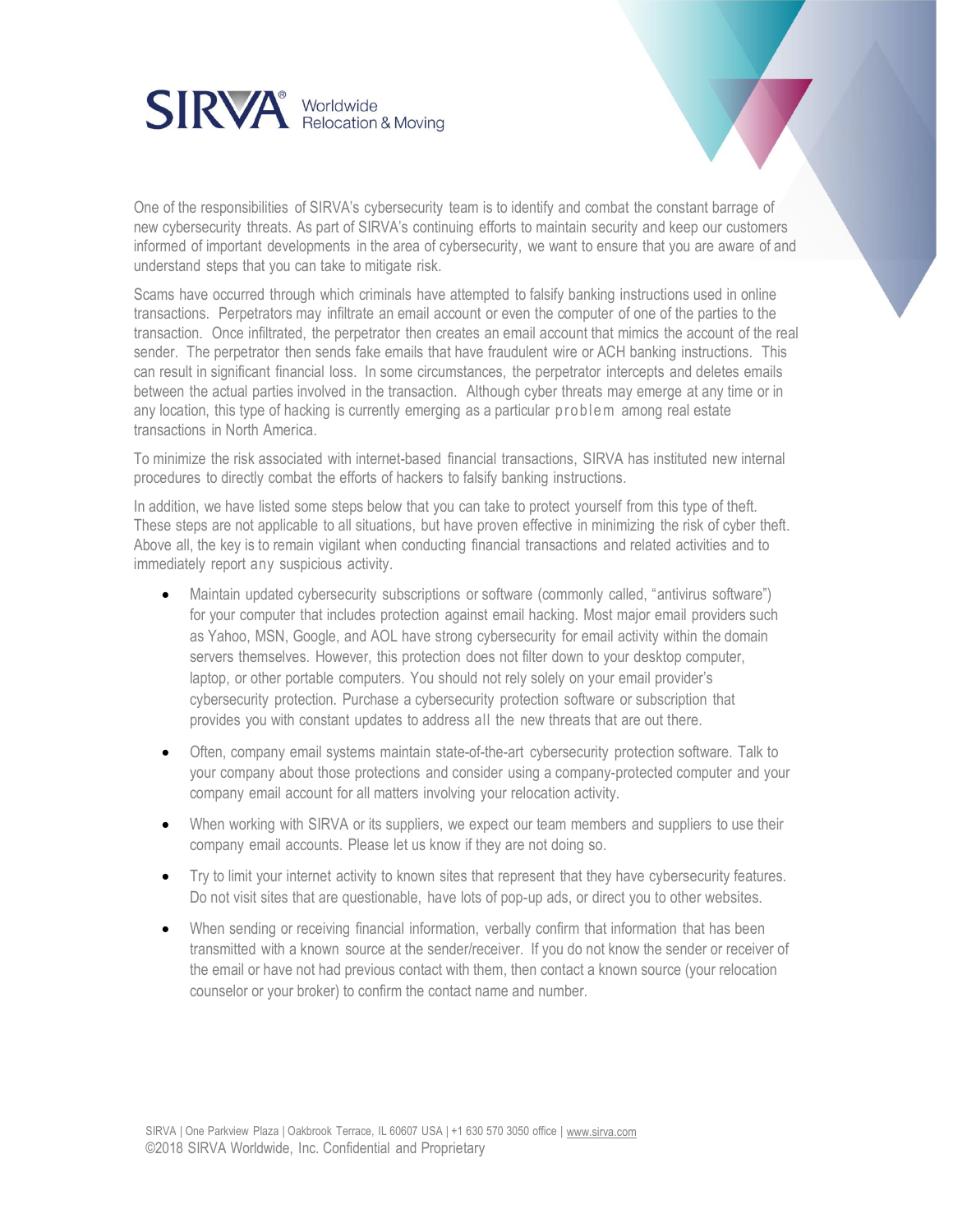SIRVA® Worldwide Relocation & Moving

One of the responsibilities of SIRVA's cybersecurity team is to identify and combat the constant barrage of new cybersecurity threats. As part of SIRVA's continuing efforts to maintain security and keep our customers informed of important developments in the area of cybersecurity, we want to ensure that you are aware of and understand steps that you can take to mitigate risk.

Scams have occurred through which criminals have attempted to falsify banking instructions used in online transactions. Perpetrators may infiltrate an email account or even the computer of one of the parties to the transaction. Once infiltrated, the perpetrator then creates an email account that mimics the account of the real sender. The perpetrator then sends fake emails that have fraudulent wire or ACH banking instructions. This can result in significant financial loss. In some circumstances, the perpetrator intercepts and deletes emails between the actual parties involved in the transaction. Although cyber threats may emerge at any time or in any location, this type of hacking is currently emerging as a particular problem among real estate transactions in North America.

To minimize the risk associated with internet-based financial transactions, SIRVA has instituted new internal procedures to directly combat the efforts of hackers to falsify banking instructions.

In addition, we have listed some steps below that you can take to protect yourself from this type of theft. These steps are not applicable to all situations, but have proven effective in minimizing the risk of cyber theft. Above all, the key is to remain vigilant when conducting financial transactions and related activities and to immediately report any suspicious activity.

- Maintain updated cybersecurity subscriptions or software (commonly called, "antivirus software") for your computer that includes protection against email hacking. Most major email providers such as Yahoo, MSN, Google, and AOL have strong cybersecurity for email activity within the domain servers themselves. However, this protection does not filter down to your desktop computer, laptop, or other portable computers. You should not rely solely on your email provider's cybersecurity protection. Purchase a cybersecurity protection software or subscription that provides you with constant updates to address all the new threats that are out there.

- Often, company email systems maintain state-of-the-art cybersecurity protection software. Talk to your company about those protections and consider using a company-protected computer and your company email account for all matters involving your relocation activity.

- When working with SIRVA or its suppliers, we expect our team members and suppliers to use their company email accounts. Please let us know if they are not doing so.

- Try to limit your internet activity to known sites that represent that they have cybersecurity features. Do not visit sites that are questionable, have lots of pop-up ads, or direct you to other websites.

- When sending or receiving financial information, verbally confirm that information that has been transmitted with a known source at the sender/receiver. If you do not know the sender or receiver of the email or have not had previous contact with them, then contact a known source (your relocation counselor or your broker) to confirm the contact name and number.

SIRVA | One Parkview Plaza | Oakbrook Terrace, IL 60607 USA | +1 630 570 3050 office | www.sirva.com
©2018 SIRVA Worldwide, Inc. Confidential and Proprietary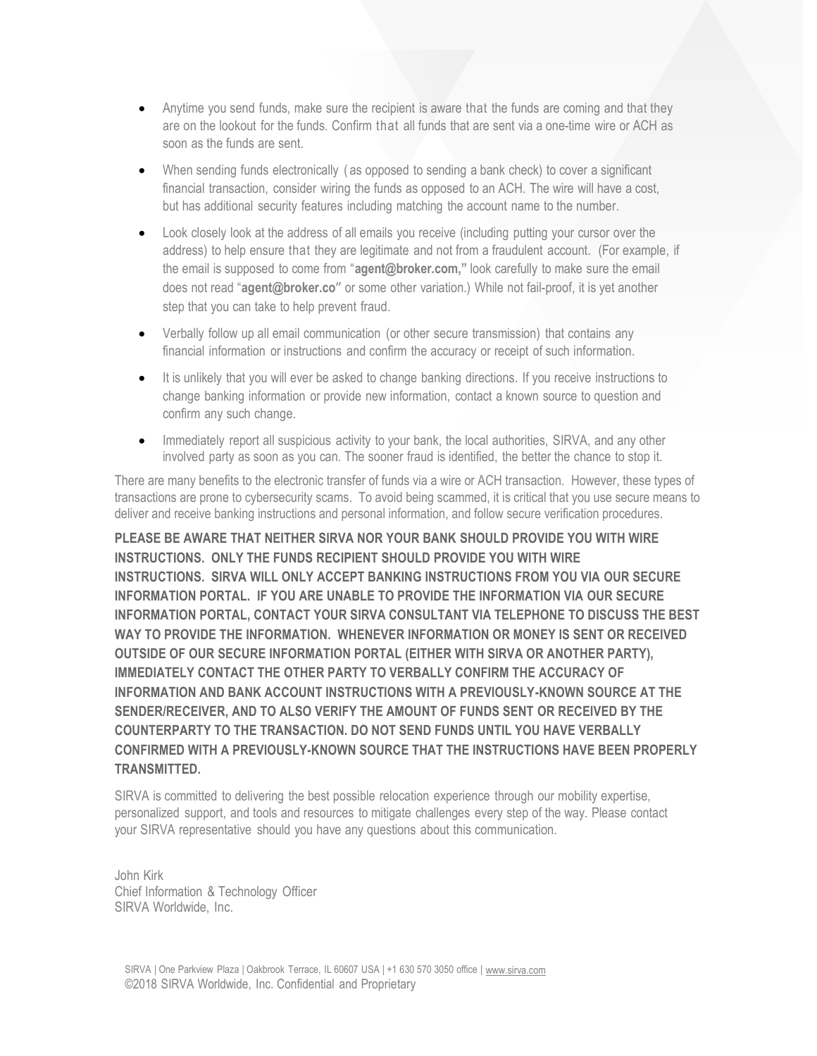- Anytime you send funds, make sure the recipient is aware that the funds are coming and that they are on the lookout for the funds. Confirm that all funds that are sent via a one-time wire or ACH as soon as the funds are sent.
- When sending funds electronically (as opposed to sending a bank check) to cover a significant financial transaction, consider wiring the funds as opposed to an ACH. The wire will have a cost, but has additional security features including matching the account name to the number.
- Look closely look at the address of all emails you receive (including putting your cursor over the address) to help ensure that they are legitimate and not from a fraudulent account. (For example, if the email is supposed to come from "**agent@broker.com,"** look carefully to make sure the email does not read "**agent@broker.co**" or some other variation.) While not fail-proof, it is yet another step that you can take to help prevent fraud.
- Verbally follow up all email communication (or other secure transmission) that contains any financial information or instructions and confirm the accuracy or receipt of such information.
- It is unlikely that you will ever be asked to change banking directions. If you receive instructions to change banking information or provide new information, contact a known source to question and confirm any such change.
- Immediately report all suspicious activity to your bank, the local authorities, SIRVA, and any other involved party as soon as you can. The sooner fraud is identified, the better the chance to stop it.

There are many benefits to the electronic transfer of funds via a wire or ACH transaction. However, these types of transactions are prone to cybersecurity scams. To avoid being scammed, it is critical that you use secure means to deliver and receive banking instructions and personal information, and follow secure verification procedures.

**PLEASE BE AWARE THAT NEITHER SIRVA NOR YOUR BANK SHOULD PROVIDE YOU WITH WIRE INSTRUCTIONS. ONLY THE FUNDS RECIPIENT SHOULD PROVIDE YOU WITH WIRE INSTRUCTIONS. SIRVA WILL ONLY ACCEPT BANKING INSTRUCTIONS FROM YOU VIA OUR SECURE INFORMATION PORTAL. IF YOU ARE UNABLE TO PROVIDE THE INFORMATION VIA OUR SECURE INFORMATION PORTAL, CONTACT YOUR SIRVA CONSULTANT VIA TELEPHONE TO DISCUSS THE BEST WAY TO PROVIDE THE INFORMATION. WHENEVER INFORMATION OR MONEY IS SENT OR RECEIVED OUTSIDE OF OUR SECURE INFORMATION PORTAL (EITHER WITH SIRVA OR ANOTHER PARTY), IMMEDIATELY CONTACT THE OTHER PARTY TO VERBALLY CONFIRM THE ACCURACY OF INFORMATION AND BANK ACCOUNT INSTRUCTIONS WITH A PREVIOUSLY-KNOWN SOURCE AT THE SENDER/RECEIVER, AND TO ALSO VERIFY THE AMOUNT OF FUNDS SENT OR RECEIVED BY THE COUNTERPARTY TO THE TRANSACTION. DO NOT SEND FUNDS UNTIL YOU HAVE VERBALLY CONFIRMED WITH A PREVIOUSLY-KNOWN SOURCE THAT THE INSTRUCTIONS HAVE BEEN PROPERLY TRANSMITTED.**

SIRVA is committed to delivering the best possible relocation experience through our mobility expertise, personalized support, and tools and resources to mitigate challenges every step of the way. Please contact your SIRVA representative should you have any questions about this communication.

John Kirk
Chief Information & Technology Officer
SIRVA Worldwide, Inc.

SIRVA | One Parkview Plaza | Oakbrook Terrace, IL 60607 USA | +1 630 570 3050 office | www.sirva.com
©2018 SIRVA Worldwide, Inc. Confidential and Proprietary